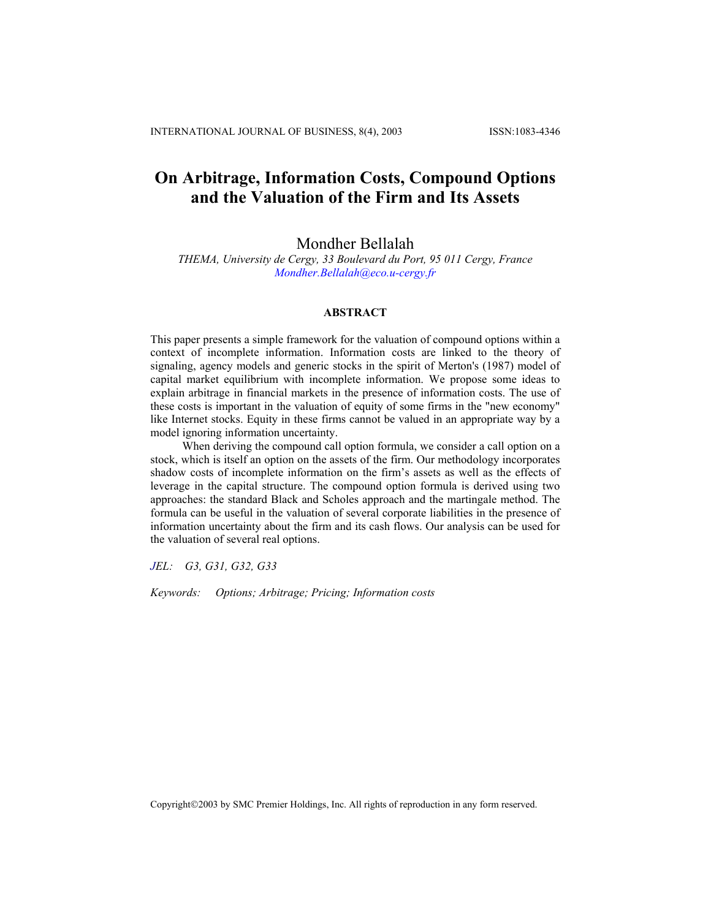# On Arbitrage, Information Costs, Compound Options and the Valuation of the Firm and Its Assets

Mondher Bellalah

*THEMA, University de Cergy, 33 Boulevard du Port, 95 011 Cergy, France*
*Mondher.Bellalah@eco.u-cergy.fr*

## ABSTRACT

This paper presents a simple framework for the valuation of compound options within a context of incomplete information. Information costs are linked to the theory of signaling, agency models and generic stocks in the spirit of Merton's (1987) model of capital market equilibrium with incomplete information. We propose some ideas to explain arbitrage in financial markets in the presence of information costs. The use of these costs is important in the valuation of equity of some firms in the "new economy" like Internet stocks. Equity in these firms cannot be valued in an appropriate way by a model ignoring information uncertainty.

When deriving the compound call option formula, we consider a call option on a stock, which is itself an option on the assets of the firm. Our methodology incorporates shadow costs of incomplete information on the firm's assets as well as the effects of leverage in the capital structure. The compound option formula is derived using two approaches: the standard Black and Scholes approach and the martingale method. The formula can be useful in the valuation of several corporate liabilities in the presence of information uncertainty about the firm and its cash flows. Our analysis can be used for the valuation of several real options.

*JEL: G3, G31, G32, G33*

*Keywords: Options; Arbitrage; Pricing; Information costs*

Copyright©2003 by SMC Premier Holdings, Inc. All rights of reproduction in any form reserved.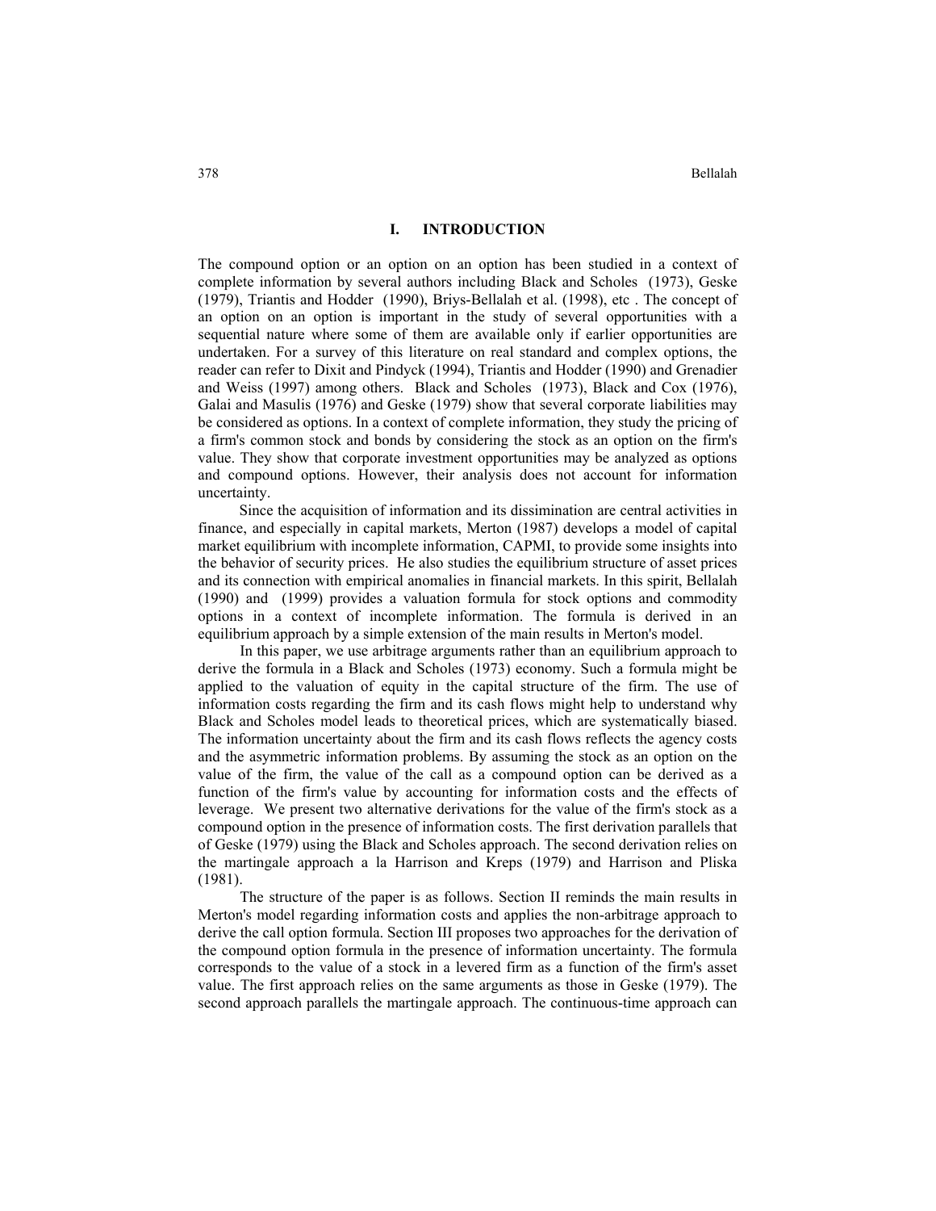## I. INTRODUCTION

The compound option or an option on an option has been studied in a context of complete information by several authors including Black and Scholes (1973), Geske (1979), Triantis and Hodder (1990), Briys-Bellalah et al. (1998), etc . The concept of an option on an option is important in the study of several opportunities with a sequential nature where some of them are available only if earlier opportunities are undertaken. For a survey of this literature on real standard and complex options, the reader can refer to Dixit and Pindyck (1994), Triantis and Hodder (1990) and Grenadier and Weiss (1997) among others. Black and Scholes (1973), Black and Cox (1976), Galai and Masulis (1976) and Geske (1979) show that several corporate liabilities may be considered as options. In a context of complete information, they study the pricing of a firm's common stock and bonds by considering the stock as an option on the firm's value. They show that corporate investment opportunities may be analyzed as options and compound options. However, their analysis does not account for information uncertainty.

Since the acquisition of information and its dissimination are central activities in finance, and especially in capital markets, Merton (1987) develops a model of capital market equilibrium with incomplete information, CAPMI, to provide some insights into the behavior of security prices. He also studies the equilibrium structure of asset prices and its connection with empirical anomalies in financial markets. In this spirit, Bellalah (1990) and (1999) provides a valuation formula for stock options and commodity options in a context of incomplete information. The formula is derived in an equilibrium approach by a simple extension of the main results in Merton's model.

In this paper, we use arbitrage arguments rather than an equilibrium approach to derive the formula in a Black and Scholes (1973) economy. Such a formula might be applied to the valuation of equity in the capital structure of the firm. The use of information costs regarding the firm and its cash flows might help to understand why Black and Scholes model leads to theoretical prices, which are systematically biased. The information uncertainty about the firm and its cash flows reflects the agency costs and the asymmetric information problems. By assuming the stock as an option on the value of the firm, the value of the call as a compound option can be derived as a function of the firm's value by accounting for information costs and the effects of leverage. We present two alternative derivations for the value of the firm's stock as a compound option in the presence of information costs. The first derivation parallels that of Geske (1979) using the Black and Scholes approach. The second derivation relies on the martingale approach a la Harrison and Kreps (1979) and Harrison and Pliska (1981).

The structure of the paper is as follows. Section II reminds the main results in Merton's model regarding information costs and applies the non-arbitrage approach to derive the call option formula. Section III proposes two approaches for the derivation of the compound option formula in the presence of information uncertainty. The formula corresponds to the value of a stock in a levered firm as a function of the firm's asset value. The first approach relies on the same arguments as those in Geske (1979). The second approach parallels the martingale approach. The continuous-time approach can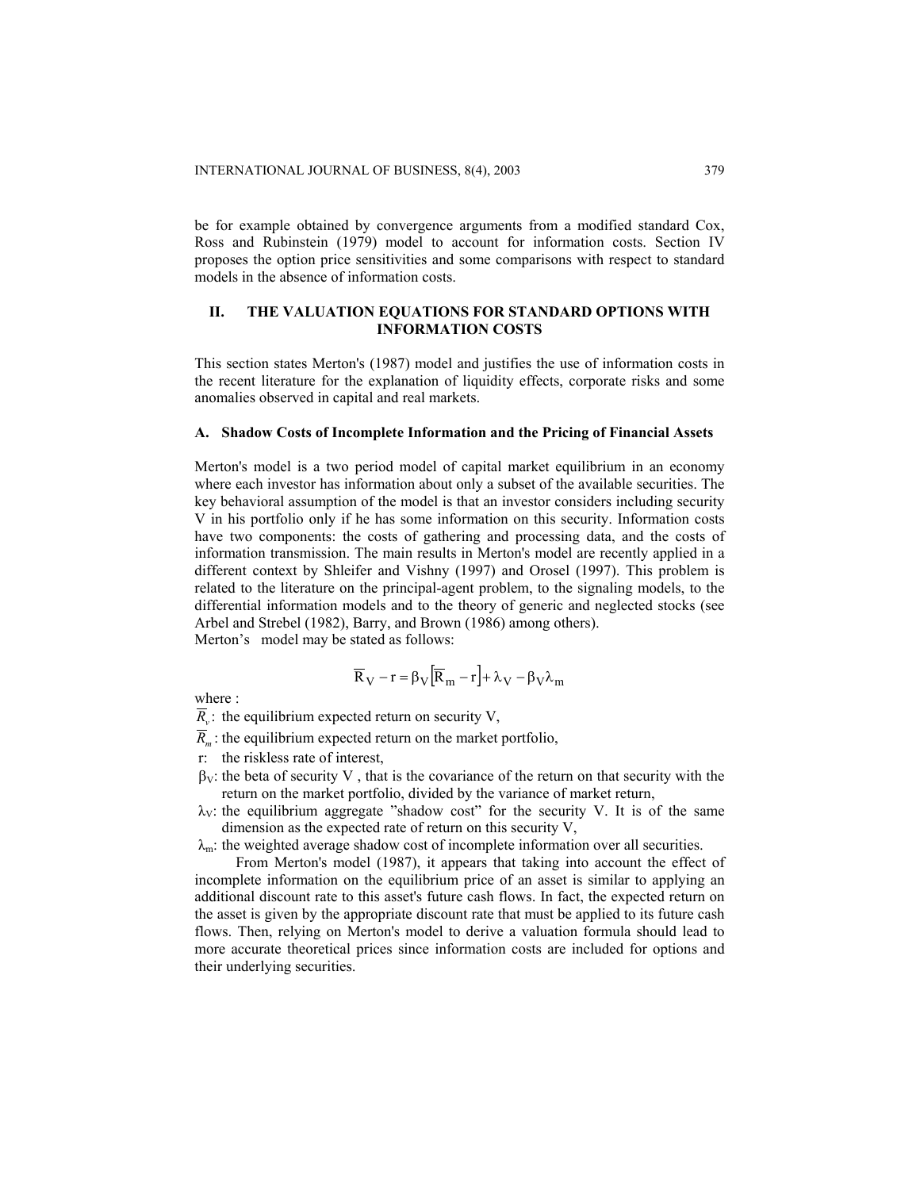be for example obtained by convergence arguments from a modified standard Cox, Ross and Rubinstein (1979) model to account for information costs. Section IV proposes the option price sensitivities and some comparisons with respect to standard models in the absence of information costs.

## II. THE VALUATION EQUATIONS FOR STANDARD OPTIONS WITH INFORMATION COSTS

This section states Merton's (1987) model and justifies the use of information costs in the recent literature for the explanation of liquidity effects, corporate risks and some anomalies observed in capital and real markets.

### A. Shadow Costs of Incomplete Information and the Pricing of Financial Assets

Merton's model is a two period model of capital market equilibrium in an economy where each investor has information about only a subset of the available securities. The key behavioral assumption of the model is that an investor considers including security V in his portfolio only if he has some information on this security. Information costs have two components: the costs of gathering and processing data, and the costs of information transmission. The main results in Merton's model are recently applied in a different context by Shleifer and Vishny (1997) and Orosel (1997). This problem is related to the literature on the principal-agent problem, to the signaling models, to the differential information models and to the theory of generic and neglected stocks (see Arbel and Strebel (1982), Barry, and Brown (1986) among others).
Merton's model may be stated as follows:

$$\overline{R}_V - r = \beta_V\left[\overline{R}_m - r\right] + \lambda_V - \beta_V\lambda_m$$

where :

$\overline{R}_v$: the equilibrium expected return on security V,

$\overline{R}_m$: the equilibrium expected return on the market portfolio,

r: the riskless rate of interest,

$\beta_V$: the beta of security V , that is the covariance of the return on that security with the return on the market portfolio, divided by the variance of market return,

$\lambda_V$: the equilibrium aggregate "shadow cost" for the security V. It is of the same dimension as the expected rate of return on this security V,

$\lambda_m$: the weighted average shadow cost of incomplete information over all securities.

From Merton's model (1987), it appears that taking into account the effect of incomplete information on the equilibrium price of an asset is similar to applying an additional discount rate to this asset's future cash flows. In fact, the expected return on the asset is given by the appropriate discount rate that must be applied to its future cash flows. Then, relying on Merton's model to derive a valuation formula should lead to more accurate theoretical prices since information costs are included for options and their underlying securities.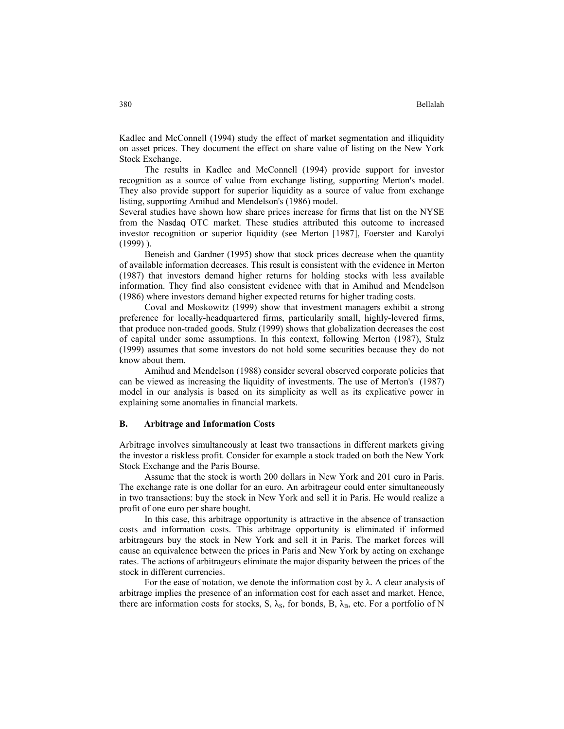Kadlec and McConnell (1994) study the effect of market segmentation and illiquidity on asset prices. They document the effect on share value of listing on the New York Stock Exchange.

The results in Kadlec and McConnell (1994) provide support for investor recognition as a source of value from exchange listing, supporting Merton's model. They also provide support for superior liquidity as a source of value from exchange listing, supporting Amihud and Mendelson's (1986) model.

Several studies have shown how share prices increase for firms that list on the NYSE from the Nasdaq OTC market. These studies attributed this outcome to increased investor recognition or superior liquidity (see Merton [1987], Foerster and Karolyi (1999) ).

Beneish and Gardner (1995) show that stock prices decrease when the quantity of available information decreases. This result is consistent with the evidence in Merton (1987) that investors demand higher returns for holding stocks with less available information. They find also consistent evidence with that in Amihud and Mendelson (1986) where investors demand higher expected returns for higher trading costs.

Coval and Moskowitz (1999) show that investment managers exhibit a strong preference for locally-headquartered firms, particularily small, highly-levered firms, that produce non-traded goods. Stulz (1999) shows that globalization decreases the cost of capital under some assumptions. In this context, following Merton (1987), Stulz (1999) assumes that some investors do not hold some securities because they do not know about them.

Amihud and Mendelson (1988) consider several observed corporate policies that can be viewed as increasing the liquidity of investments. The use of Merton's (1987) model in our analysis is based on its simplicity as well as its explicative power in explaining some anomalies in financial markets.

### B. Arbitrage and Information Costs

Arbitrage involves simultaneously at least two transactions in different markets giving the investor a riskless profit. Consider for example a stock traded on both the New York Stock Exchange and the Paris Bourse.

Assume that the stock is worth 200 dollars in New York and 201 euro in Paris. The exchange rate is one dollar for an euro. An arbitrageur could enter simultaneously in two transactions: buy the stock in New York and sell it in Paris. He would realize a profit of one euro per share bought.

In this case, this arbitrage opportunity is attractive in the absence of transaction costs and information costs. This arbitrage opportunity is eliminated if informed arbitrageurs buy the stock in New York and sell it in Paris. The market forces will cause an equivalence between the prices in Paris and New York by acting on exchange rates. The actions of arbitrageurs eliminate the major disparity between the prices of the stock in different currencies.

For the ease of notation, we denote the information cost by $\lambda$. A clear analysis of arbitrage implies the presence of an information cost for each asset and market. Hence, there are information costs for stocks, S, $\lambda_S$, for bonds, B, $\lambda_B$, etc. For a portfolio of N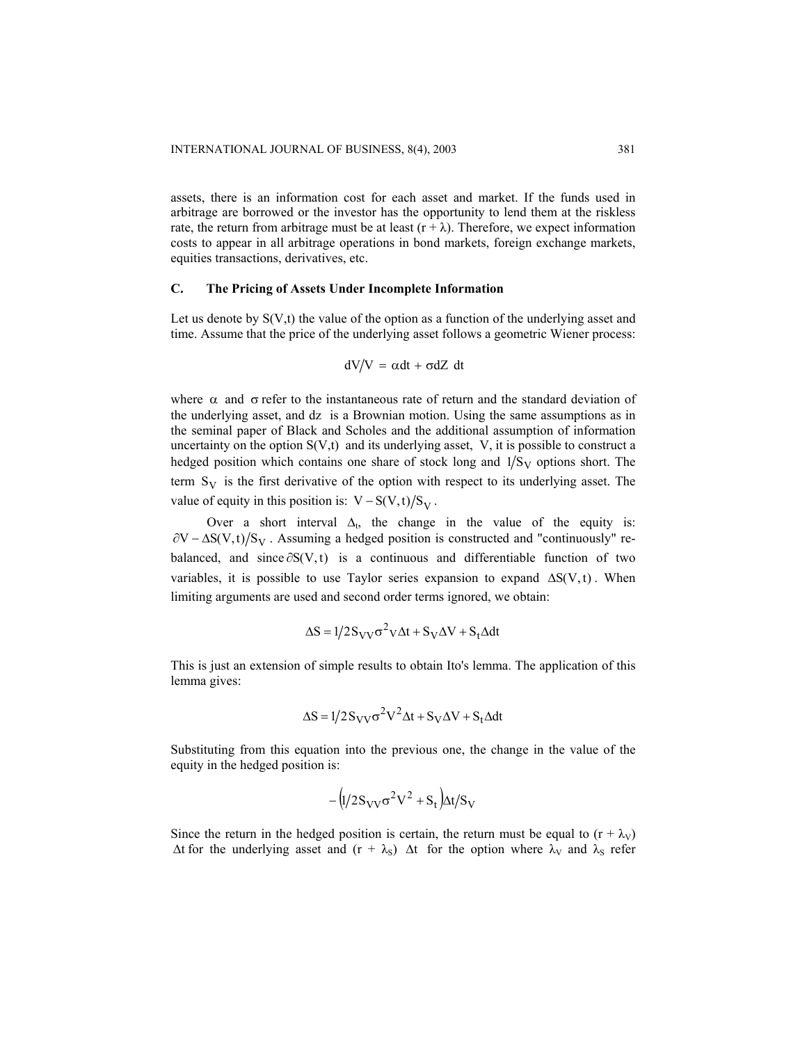assets, there is an information cost for each asset and market. If the funds used in arbitrage are borrowed or the investor has the opportunity to lend them at the riskless rate, the return from arbitrage must be at least $(r + \lambda)$. Therefore, we expect information costs to appear in all arbitrage operations in bond markets, foreign exchange markets, equities transactions, derivatives, etc.

### C. The Pricing of Assets Under Incomplete Information

Let us denote by S(V,t) the value of the option as a function of the underlying asset and time. Assume that the price of the underlying asset follows a geometric Wiener process:

$$dV/V = \alpha dt + \sigma dZ \; dt$$

where $\alpha$ and $\sigma$ refer to the instantaneous rate of return and the standard deviation of the underlying asset, and dz is a Brownian motion. Using the same assumptions as in the seminal paper of Black and Scholes and the additional assumption of information uncertainty on the option S(V,t) and its underlying asset, V, it is possible to construct a hedged position which contains one share of stock long and $1/S_V$ options short. The term $S_V$ is the first derivative of the option with respect to its underlying asset. The value of equity in this position is: $V - S(V,t)/S_V$.

Over a short interval $\Delta_t$, the change in the value of the equity is: $\partial V - \Delta S(V,t)/S_V$. Assuming a hedged position is constructed and "continuously" re-balanced, and since $\partial S(V,t)$ is a continuous and differentiable function of two variables, it is possible to use Taylor series expansion to expand $\Delta S(V,t)$. When limiting arguments are used and second order terms ignored, we obtain:

$$\Delta S = 1/2 S_{VV} \sigma^2 V \Delta t + S_V \Delta V + S_t \Delta dt$$

This is just an extension of simple results to obtain Ito's lemma. The application of this lemma gives:

$$\Delta S = 1/2 S_{VV} \sigma^2 V^2 \Delta t + S_V \Delta V + S_t \Delta dt$$

Substituting from this equation into the previous one, the change in the value of the equity in the hedged position is:

$$-\left(1/2 S_{VV} \sigma^2 V^2 + S_t\right) \Delta t / S_V$$

Since the return in the hedged position is certain, the return must be equal to $(r + \lambda_V)$ $\Delta t$ for the underlying asset and $(r + \lambda_S)$ $\Delta t$ for the option where $\lambda_V$ and $\lambda_S$ refer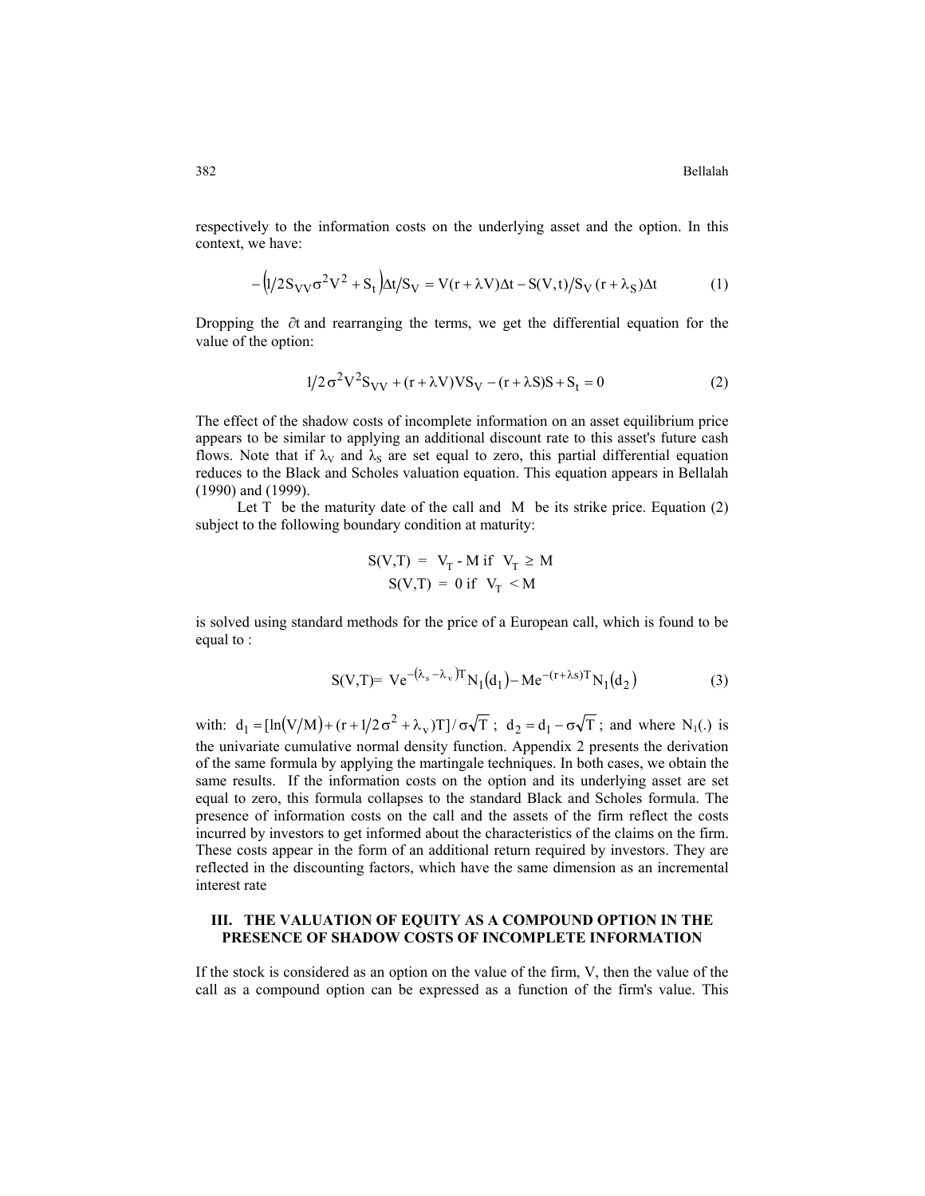respectively to the information costs on the underlying asset and the option. In this context, we have:

$$-\left(1/2 S_{VV}\sigma^2 V^2 + S_t\right)\Delta t / S_V = V(r + \lambda V)\Delta t - S(V,t)/S_V\,(r + \lambda_S)\Delta t \tag{1}$$

Dropping the $\partial t$ and rearranging the terms, we get the differential equation for the value of the option:

$$1/2\,\sigma^2 V^2 S_{VV} + (r + \lambda V)VS_V - (r + \lambda S)S + S_t = 0 \tag{2}$$

The effect of the shadow costs of incomplete information on an asset equilibrium price appears to be similar to applying an additional discount rate to this asset's future cash flows. Note that if $\lambda_V$ and $\lambda_S$ are set equal to zero, this partial differential equation reduces to the Black and Scholes valuation equation. This equation appears in Bellalah (1990) and (1999).

Let T be the maturity date of the call and M be its strike price. Equation (2) subject to the following boundary condition at maturity:

$$S(V,T) = V_T - M \text{ if } V_T \geq M$$
$$S(V,T) = 0 \text{ if } V_T < M$$

is solved using standard methods for the price of a European call, which is found to be equal to :

$$S(V,T) = Ve^{-(\lambda_s - \lambda_v)T} N_1(d_1) - Me^{-(r+\lambda s)T} N_1(d_2) \tag{3}$$

with: $d_1 = [\ln(V/M) + (r + 1/2\,\sigma^2 + \lambda_v)T]/\sigma\sqrt{T}$ ; $d_2 = d_1 - \sigma\sqrt{T}$ ; and where $N_1(.)$ is the univariate cumulative normal density function. Appendix 2 presents the derivation of the same formula by applying the martingale techniques. In both cases, we obtain the same results. If the information costs on the option and its underlying asset are set equal to zero, this formula collapses to the standard Black and Scholes formula. The presence of information costs on the call and the assets of the firm reflect the costs incurred by investors to get informed about the characteristics of the claims on the firm. These costs appear in the form of an additional return required by investors. They are reflected in the discounting factors, which have the same dimension as an incremental interest rate

## III. THE VALUATION OF EQUITY AS A COMPOUND OPTION IN THE PRESENCE OF SHADOW COSTS OF INCOMPLETE INFORMATION

If the stock is considered as an option on the value of the firm, V, then the value of the call as a compound option can be expressed as a function of the firm's value. This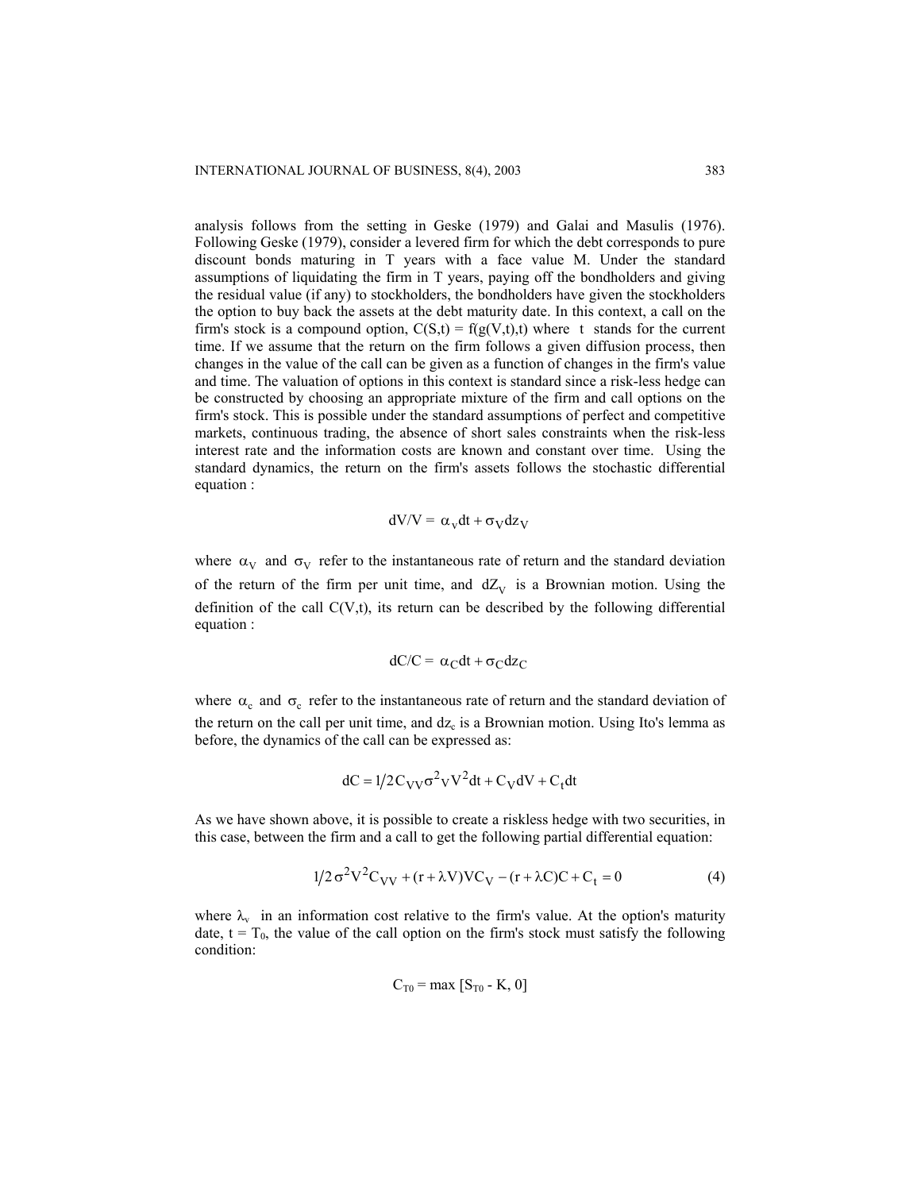analysis follows from the setting in Geske (1979) and Galai and Masulis (1976). Following Geske (1979), consider a levered firm for which the debt corresponds to pure discount bonds maturing in T years with a face value M. Under the standard assumptions of liquidating the firm in T years, paying off the bondholders and giving the residual value (if any) to stockholders, the bondholders have given the stockholders the option to buy back the assets at the debt maturity date. In this context, a call on the firm's stock is a compound option, $C(S,t) = f(g(V,t),t)$ where $t$ stands for the current time. If we assume that the return on the firm follows a given diffusion process, then changes in the value of the call can be given as a function of changes in the firm's value and time. The valuation of options in this context is standard since a risk-less hedge can be constructed by choosing an appropriate mixture of the firm and call options on the firm's stock. This is possible under the standard assumptions of perfect and competitive markets, continuous trading, the absence of short sales constraints when the risk-less interest rate and the information costs are known and constant over time. Using the standard dynamics, the return on the firm's assets follows the stochastic differential equation :

$$dV/V = \alpha_v dt + \sigma_V dz_V$$

where $\alpha_V$ and $\sigma_V$ refer to the instantaneous rate of return and the standard deviation of the return of the firm per unit time, and $dZ_V$ is a Brownian motion. Using the definition of the call $C(V,t)$, its return can be described by the following differential equation :

$$dC/C = \alpha_C dt + \sigma_C dz_C$$

where $\alpha_c$ and $\sigma_c$ refer to the instantaneous rate of return and the standard deviation of the return on the call per unit time, and $dz_c$ is a Brownian motion. Using Ito's lemma as before, the dynamics of the call can be expressed as:

$$dC = 1/2\, C_{VV} \sigma^2{}_V V^2 dt + C_V dV + C_t dt$$

As we have shown above, it is possible to create a riskless hedge with two securities, in this case, between the firm and a call to get the following partial differential equation:

$$1/2\, \sigma^2 V^2 C_{VV} + (r + \lambda V) V C_V - (r + \lambda C) C + C_t = 0 \tag{4}$$

where $\lambda_v$ in an information cost relative to the firm's value. At the option's maturity date, $t = T_0$, the value of the call option on the firm's stock must satisfy the following condition:

$$C_{T0} = \max\left[S_{T0} - K, 0\right]$$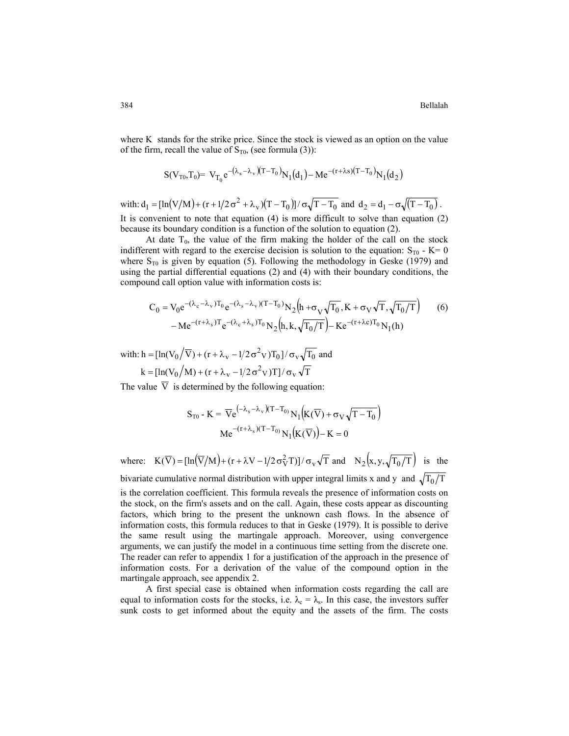where K stands for the strike price. Since the stock is viewed as an option on the value of the firm, recall the value of $S_{T0}$, (see formula (3)):

$$S(V_{T0},T_0) = V_{T_0} e^{-(\lambda_s - \lambda_v)(T-T_0)} N_1(d_1) - M e^{-(r+\lambda s)(T-T_0)} N_1(d_2)$$

with: $d_1 = [\ln(V/M) + (r + 1/2\sigma^2 + \lambda_v)(T - T_0)] / \sigma\sqrt{T - T_0}$ and $d_2 = d_1 - \sigma\sqrt{(T - T_0)}$.

It is convenient to note that equation (4) is more difficult to solve than equation (2) because its boundary condition is a function of the solution to equation (2).

At date $T_0$, the value of the firm making the holder of the call on the stock indifferent with regard to the exercise decision is solution to the equation: $S_{T0}$ - K= 0 where $S_{T0}$ is given by equation (5). Following the methodology in Geske (1979) and using the partial differential equations (2) and (4) with their boundary conditions, the compound call option value with information costs is:

$$\begin{aligned} C_0 = {} & V_0 e^{-(\lambda_c - \lambda_v)T_0} e^{-(\lambda_s - \lambda_v)(T-T_0)} N_2\left(h + \sigma_V\sqrt{T_0}, K + \sigma_V\sqrt{T}, \sqrt{T_0/T}\right) \\ & - M e^{-(r+\lambda_s)T} e^{-(\lambda_c + \lambda_s)T_0} N_2\left(h, k, \sqrt{T_0/T}\right) - K e^{-(r+\lambda c)T_0} N_1(h) \end{aligned} \tag{6}$$

with: $h = [\ln(V_0/\overline{V}) + (r + \lambda_v - 1/2\sigma^2{}_V)T_0] / \sigma_v\sqrt{T_0}$ and

$k = [\ln(V_0/M) + (r + \lambda_v - 1/2\sigma^2{}_V)T] / \sigma_v\sqrt{T}$

The value $\overline{V}$ is determined by the following equation:

$$\begin{aligned} S_{T0} - K = {} & \overline{V} e^{(-\lambda_s - \lambda_v)(T-T_0)} N_1\left(K(\overline{V}) + \sigma_V\sqrt{T - T_0}\right) \\ & M e^{-(r+\lambda_s)(T-T_0)} N_1\left(K(\overline{V})\right) - K = 0 \end{aligned}$$

where: $K(\overline{V}) = [\ln(\overline{V}/M) + (r + \lambda V - 1/2\sigma_V^2 T)] / \sigma_v\sqrt{T}$ and $N_2\left(x, y, \sqrt{T_0/T}\right)$ is the bivariate cumulative normal distribution with upper integral limits x and y and $\sqrt{T_0/T}$ is the correlation coefficient. This formula reveals the presence of information costs on the stock, on the firm's assets and on the call. Again, these costs appear as discounting factors, which bring to the present the unknown cash flows. In the absence of information costs, this formula reduces to that in Geske (1979). It is possible to derive the same result using the martingale approach. Moreover, using convergence arguments, we can justify the model in a continuous time setting from the discrete one. The reader can refer to appendix 1 for a justification of the approach in the presence of information costs. For a derivation of the value of the compound option in the martingale approach, see appendix 2.

A first special case is obtained when information costs regarding the call are equal to information costs for the stocks, i.e. $\lambda_c = \lambda_s$. In this case, the investors suffer sunk costs to get informed about the equity and the assets of the firm. The costs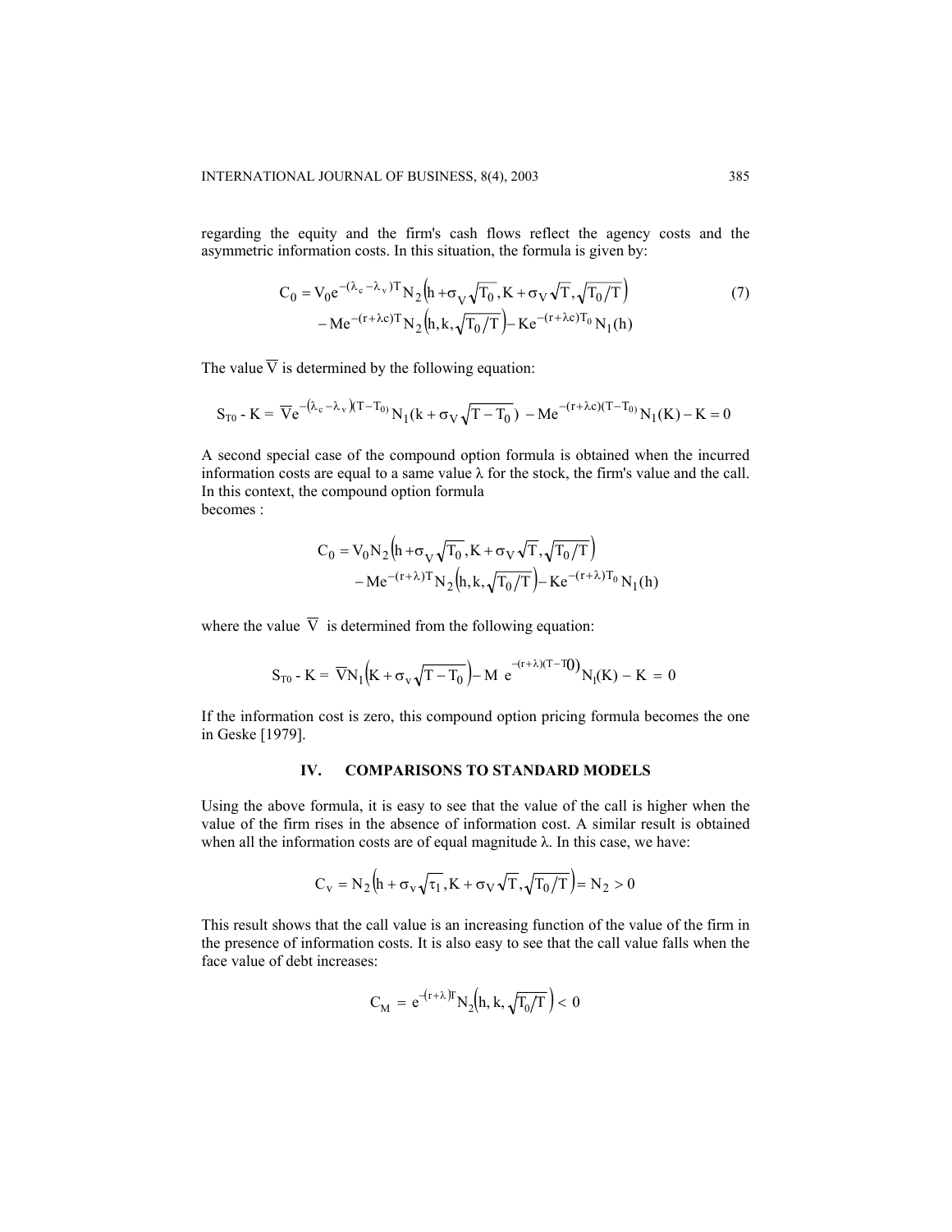regarding the equity and the firm's cash flows reflect the agency costs and the asymmetric information costs. In this situation, the formula is given by:

$$C_0 = V_0 e^{-(\lambda_c - \lambda_v)T} N_2\left(h + \sigma_V \sqrt{T_0}, K + \sigma_V \sqrt{T}, \sqrt{T_0/T}\right) \\ - Me^{-(r+\lambda c)T} N_2\left(h, k, \sqrt{T_0/T}\right) - Ke^{-(r+\lambda c)T_0} N_1(h) \tag{7}$$

The value $\overline{V}$ is determined by the following equation:

$$S_{T0} - K = \overline{V} e^{-(\lambda_c - \lambda_v)(T-T_0)} N_1(k + \sigma_V \sqrt{T - T_0}) - Me^{-(r+\lambda c)(T-T_0)} N_1(K) - K = 0$$

A second special case of the compound option formula is obtained when the incurred information costs are equal to a same value λ for the stock, the firm's value and the call. In this context, the compound option formula
becomes :

$$C_0 = V_0 N_2\left(h + \sigma_V \sqrt{T_0}, K + \sigma_V \sqrt{T}, \sqrt{T_0/T}\right) \\ - Me^{-(r+\lambda)T} N_2\left(h, k, \sqrt{T_0/T}\right) - Ke^{-(r+\lambda)T_0} N_1(h)$$

where the value $\overline{V}$ is determined from the following equation:

$$S_{T0} - K = \overline{V} N_1\left(K + \sigma_V \sqrt{T - T_0}\right) - M\, e^{-(r+\lambda)(T-T0)} N_1(K) - K = 0$$

If the information cost is zero, this compound option pricing formula becomes the one in Geske [1979].

## IV. COMPARISONS TO STANDARD MODELS

Using the above formula, it is easy to see that the value of the call is higher when the value of the firm rises in the absence of information cost. A similar result is obtained when all the information costs are of equal magnitude λ. In this case, we have:

$$C_V = N_2\left(h + \sigma_V \sqrt{\tau_1}, K + \sigma_V \sqrt{T}, \sqrt{T_0/T}\right) = N_2 > 0$$

This result shows that the call value is an increasing function of the value of the firm in the presence of information costs. It is also easy to see that the call value falls when the face value of debt increases:

$$C_M = e^{-(r+\lambda)T} N_2\left(h, k, \sqrt{T_0/T}\right) < 0$$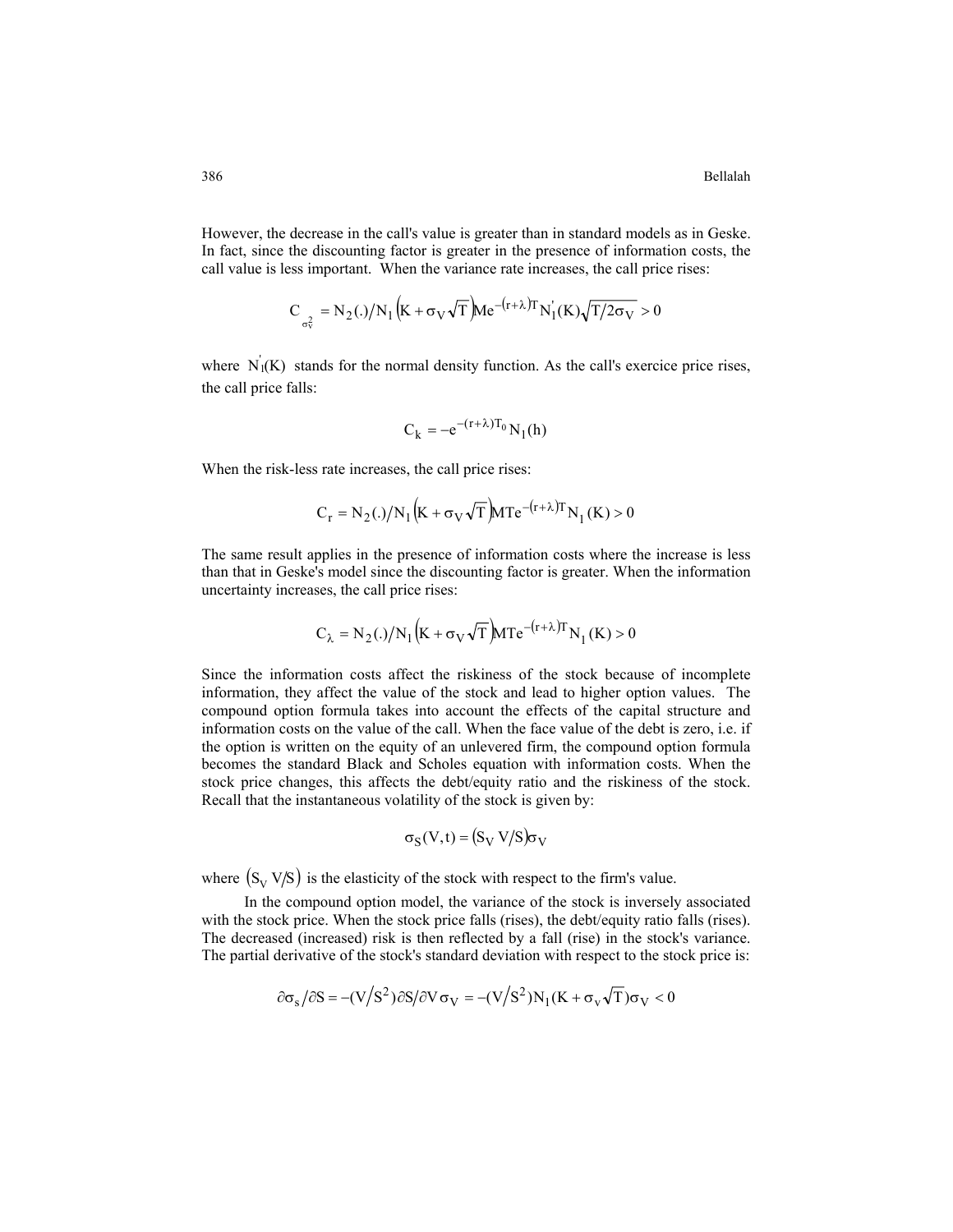However, the decrease in the call's value is greater than in standard models as in Geske. In fact, since the discounting factor is greater in the presence of information costs, the call value is less important. When the variance rate increases, the call price rises:

$$C_{\sigma_V^2} = N_2(.)/N_1\left(K + \sigma_V\sqrt{T}\right)Me^{-(r+\lambda)T}N_1'(K)\sqrt{T/2\sigma_V} > 0$$

where $N_1'(K)$ stands for the normal density function. As the call's exercice price rises, the call price falls:

$$C_k = -e^{-(r+\lambda)T_0}N_1(h)$$

When the risk-less rate increases, the call price rises:

$$C_r = N_2(.)/N_1\left(K + \sigma_V\sqrt{T}\right)MTe^{-(r+\lambda)T}N_1(K) > 0$$

The same result applies in the presence of information costs where the increase is less than that in Geske's model since the discounting factor is greater. When the information uncertainty increases, the call price rises:

$$C_\lambda = N_2(.)/N_1\left(K + \sigma_V\sqrt{T}\right)MTe^{-(r+\lambda)T}N_1(K) > 0$$

Since the information costs affect the riskiness of the stock because of incomplete information, they affect the value of the stock and lead to higher option values. The compound option formula takes into account the effects of the capital structure and information costs on the value of the call. When the face value of the debt is zero, i.e. if the option is written on the equity of an unlevered firm, the compound option formula becomes the standard Black and Scholes equation with information costs. When the stock price changes, this affects the debt/equity ratio and the riskiness of the stock. Recall that the instantaneous volatility of the stock is given by:

$$\sigma_S(V,t) = \left(S_V\, V/S\right)\sigma_V$$

where $\left(S_V\, V/S\right)$ is the elasticity of the stock with respect to the firm's value.

In the compound option model, the variance of the stock is inversely associated with the stock price. When the stock price falls (rises), the debt/equity ratio falls (rises). The decreased (increased) risk is then reflected by a fall (rise) in the stock's variance. The partial derivative of the stock's standard deviation with respect to the stock price is:

$$\partial\sigma_s/\partial S = -(V/S^2)\,\partial S/\partial V\,\sigma_V = -(V/S^2)N_1(K + \sigma_V\sqrt{T})\sigma_V < 0$$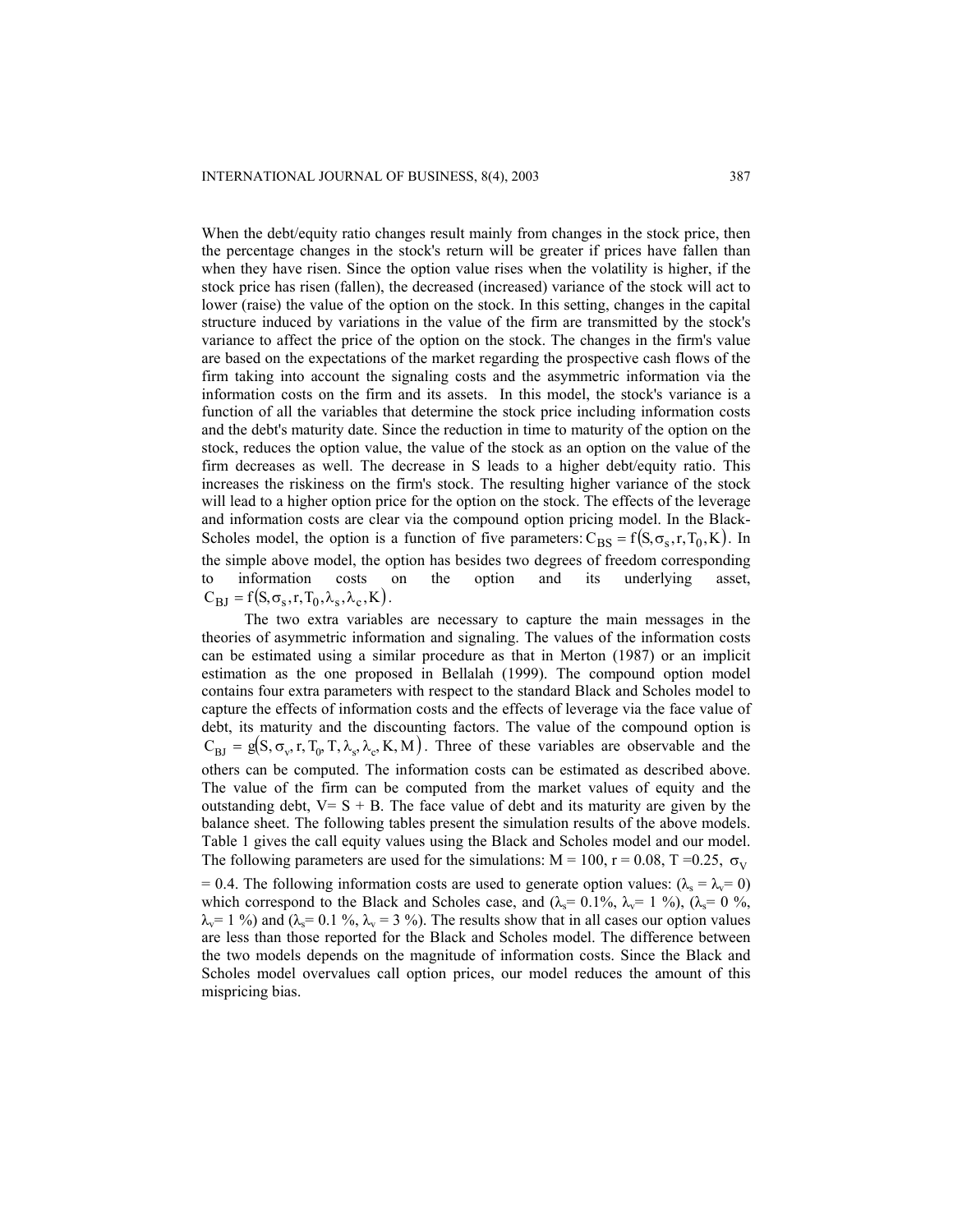When the debt/equity ratio changes result mainly from changes in the stock price, then the percentage changes in the stock's return will be greater if prices have fallen than when they have risen. Since the option value rises when the volatility is higher, if the stock price has risen (fallen), the decreased (increased) variance of the stock will act to lower (raise) the value of the option on the stock. In this setting, changes in the capital structure induced by variations in the value of the firm are transmitted by the stock's variance to affect the price of the option on the stock. The changes in the firm's value are based on the expectations of the market regarding the prospective cash flows of the firm taking into account the signaling costs and the asymmetric information via the information costs on the firm and its assets. In this model, the stock's variance is a function of all the variables that determine the stock price including information costs and the debt's maturity date. Since the reduction in time to maturity of the option on the stock, reduces the option value, the value of the stock as an option on the value of the firm decreases as well. The decrease in S leads to a higher debt/equity ratio. This increases the riskiness on the firm's stock. The resulting higher variance of the stock will lead to a higher option price for the option on the stock. The effects of the leverage and information costs are clear via the compound option pricing model. In the Black-Scholes model, the option is a function of five parameters: $C_{BS} = f(S, \sigma_s, r, T_0, K)$. In the simple above model, the option has besides two degrees of freedom corresponding to information costs on the option and its underlying asset, $C_{BJ} = f(S, \sigma_s, r, T_0, \lambda_s, \lambda_c, K)$.

The two extra variables are necessary to capture the main messages in the theories of asymmetric information and signaling. The values of the information costs can be estimated using a similar procedure as that in Merton (1987) or an implicit estimation as the one proposed in Bellalah (1999). The compound option model contains four extra parameters with respect to the standard Black and Scholes model to capture the effects of information costs and the effects of leverage via the face value of debt, its maturity and the discounting factors. The value of the compound option is $C_{BJ} = g(S, \sigma_v, r, T_0, T, \lambda_s, \lambda_c, K, M)$. Three of these variables are observable and the others can be computed. The information costs can be estimated as described above. The value of the firm can be computed from the market values of equity and the outstanding debt, $V = S + B$. The face value of debt and its maturity are given by the balance sheet. The following tables present the simulation results of the above models. Table 1 gives the call equity values using the Black and Scholes model and our model. The following parameters are used for the simulations: $M = 100$, $r = 0.08$, $T = 0.25$, $\sigma_V = 0.4$. The following information costs are used to generate option values: ($\lambda_s = \lambda_v = 0$) which correspond to the Black and Scholes case, and ($\lambda_s = 0.1\%$, $\lambda_v = 1\%$), ($\lambda_s = 0\%$, $\lambda_v = 1\%$) and ($\lambda_s = 0.1\%$, $\lambda_v = 3\%$). The results show that in all cases our option values are less than those reported for the Black and Scholes model. The difference between the two models depends on the magnitude of information costs. Since the Black and Scholes model overvalues call option prices, our model reduces the amount of this mispricing bias.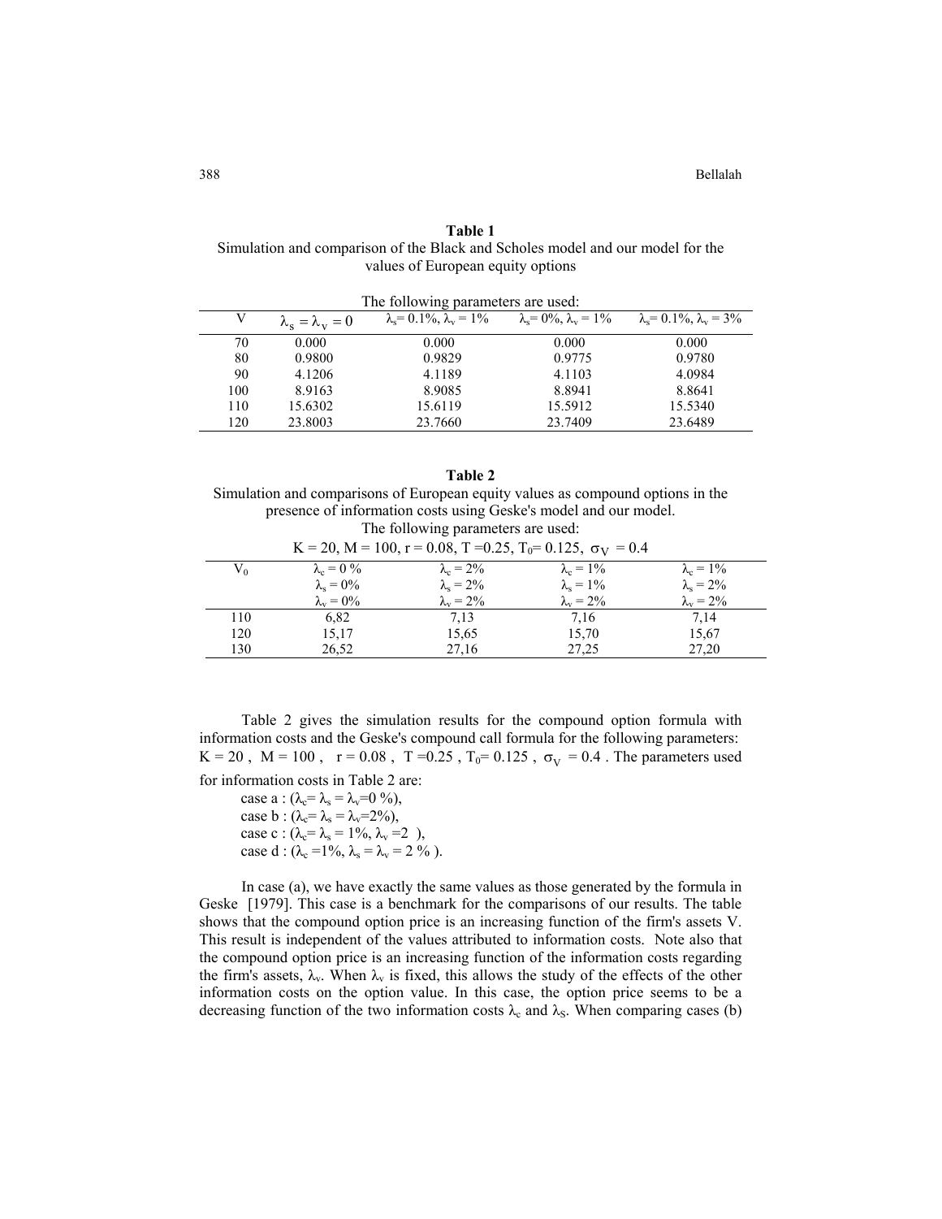**Table 1**

Simulation and comparison of the Black and Scholes model and our model for the values of European equity options

The following parameters are used:

| V | $\lambda_S = \lambda_V = 0$ | $\lambda_s$= 0.1%, $\lambda_v$ = 1% | $\lambda_s$= 0%, $\lambda_v$ = 1% | $\lambda_s$= 0.1%, $\lambda_v$ = 3% |
|---|---|---|---|---|
| 70 | 0.000 | 0.000 | 0.000 | 0.000 |
| 80 | 0.9800 | 0.9829 | 0.9775 | 0.9780 |
| 90 | 4.1206 | 4.1189 | 4.1103 | 4.0984 |
| 100 | 8.9163 | 8.9085 | 8.8941 | 8.8641 |
| 110 | 15.6302 | 15.6119 | 15.5912 | 15.5340 |
| 120 | 23.8003 | 23.7660 | 23.7409 | 23.6489 |

**Table 2**

Simulation and comparisons of European equity values as compound options in the presence of information costs using Geske's model and our model.

The following parameters are used:

K = 20, M = 100, r = 0.08, T =0.25, $T_0$= 0.125, $\sigma_V$ = 0.4

| $V_0$ | $\lambda_c$ = 0 % <br> $\lambda_s$ = 0% <br> $\lambda_v$ = 0% | $\lambda_c$ = 2% <br> $\lambda_s$ = 2% <br> $\lambda_v$ = 2% | $\lambda_c$ = 1% <br> $\lambda_s$ = 1% <br> $\lambda_v$ = 2% | $\lambda_c$ = 1% <br> $\lambda_s$ = 2% <br> $\lambda_v$ = 2% |
|---|---|---|---|---|
| 110 | 6,82 | 7,13 | 7,16 | 7,14 |
| 120 | 15,17 | 15,65 | 15,70 | 15,67 |
| 130 | 26,52 | 27,16 | 27,25 | 27,20 |

Table 2 gives the simulation results for the compound option formula with information costs and the Geske's compound call formula for the following parameters: K = 20 , M = 100 , r = 0.08 , T =0.25 , $T_0$= 0.125 , $\sigma_V$ = 0.4 . The parameters used for information costs in Table 2 are:

case a : ($\lambda_c$= $\lambda_s$ = $\lambda_v$=0 %),
case b : ($\lambda_c$= $\lambda_s$ = $\lambda_v$=2%),
case c : ($\lambda_c$= $\lambda_s$ = 1%, $\lambda_v$ =2 ),
case d : ($\lambda_c$ =1%, $\lambda_s$ = $\lambda_v$ = 2 % ).

In case (a), we have exactly the same values as those generated by the formula in Geske [1979]. This case is a benchmark for the comparisons of our results. The table shows that the compound option price is an increasing function of the firm's assets V. This result is independent of the values attributed to information costs. Note also that the compound option price is an increasing function of the information costs regarding the firm's assets, $\lambda_v$. When $\lambda_v$ is fixed, this allows the study of the effects of the other information costs on the option value. In this case, the option price seems to be a decreasing function of the two information costs $\lambda_c$ and $\lambda_S$. When comparing cases (b)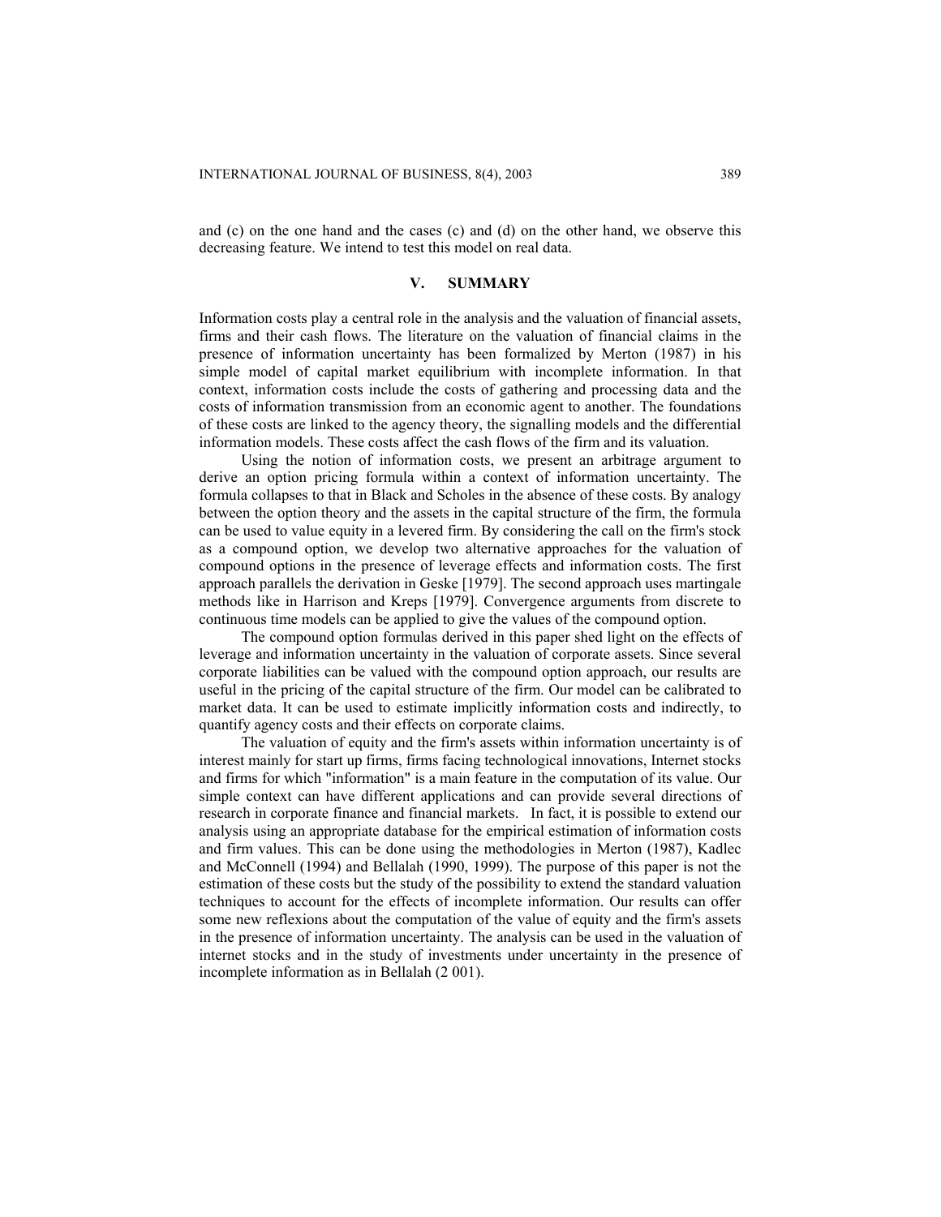and (c) on the one hand and the cases (c) and (d) on the other hand, we observe this decreasing feature. We intend to test this model on real data.

## V. SUMMARY

Information costs play a central role in the analysis and the valuation of financial assets, firms and their cash flows. The literature on the valuation of financial claims in the presence of information uncertainty has been formalized by Merton (1987) in his simple model of capital market equilibrium with incomplete information. In that context, information costs include the costs of gathering and processing data and the costs of information transmission from an economic agent to another. The foundations of these costs are linked to the agency theory, the signalling models and the differential information models. These costs affect the cash flows of the firm and its valuation.

Using the notion of information costs, we present an arbitrage argument to derive an option pricing formula within a context of information uncertainty. The formula collapses to that in Black and Scholes in the absence of these costs. By analogy between the option theory and the assets in the capital structure of the firm, the formula can be used to value equity in a levered firm. By considering the call on the firm's stock as a compound option, we develop two alternative approaches for the valuation of compound options in the presence of leverage effects and information costs. The first approach parallels the derivation in Geske [1979]. The second approach uses martingale methods like in Harrison and Kreps [1979]. Convergence arguments from discrete to continuous time models can be applied to give the values of the compound option.

The compound option formulas derived in this paper shed light on the effects of leverage and information uncertainty in the valuation of corporate assets. Since several corporate liabilities can be valued with the compound option approach, our results are useful in the pricing of the capital structure of the firm. Our model can be calibrated to market data. It can be used to estimate implicitly information costs and indirectly, to quantify agency costs and their effects on corporate claims.

The valuation of equity and the firm's assets within information uncertainty is of interest mainly for start up firms, firms facing technological innovations, Internet stocks and firms for which "information" is a main feature in the computation of its value. Our simple context can have different applications and can provide several directions of research in corporate finance and financial markets. In fact, it is possible to extend our analysis using an appropriate database for the empirical estimation of information costs and firm values. This can be done using the methodologies in Merton (1987), Kadlec and McConnell (1994) and Bellalah (1990, 1999). The purpose of this paper is not the estimation of these costs but the study of the possibility to extend the standard valuation techniques to account for the effects of incomplete information. Our results can offer some new reflexions about the computation of the value of equity and the firm's assets in the presence of information uncertainty. The analysis can be used in the valuation of internet stocks and in the study of investments under uncertainty in the presence of incomplete information as in Bellalah (2 001).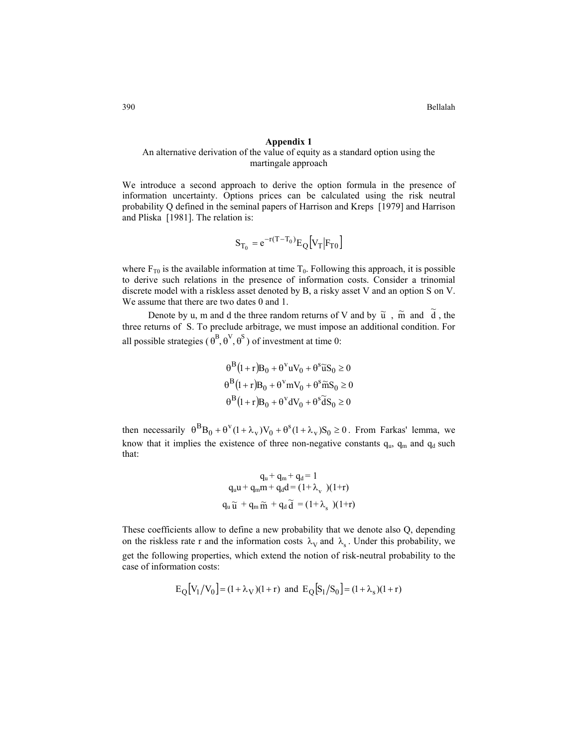## Appendix 1

An alternative derivation of the value of equity as a standard option using the martingale approach

We introduce a second approach to derive the option formula in the presence of information uncertainty. Options prices can be calculated using the risk neutral probability Q defined in the seminal papers of Harrison and Kreps [1979] and Harrison and Pliska [1981]. The relation is:

$$S_{T_0} = e^{-r(T-T_0)} E_Q\left[V_T \middle| F_{T0}\right]$$

where $F_{T0}$ is the available information at time $T_0$. Following this approach, it is possible to derive such relations in the presence of information costs. Consider a trinomial discrete model with a riskless asset denoted by B, a risky asset V and an option S on V. We assume that there are two dates 0 and 1.

Denote by u, m and d the three random returns of V and by $\tilde{u}$, $\tilde{m}$ and $\tilde{d}$, the three returns of S. To preclude arbitrage, we must impose an additional condition. For all possible strategies ($\theta^B, \theta^V, \theta^S$) of investment at time 0:

$$\theta^B(1+r)B_0 + \theta^v u V_0 + \theta^s \tilde{u} S_0 \geq 0$$
$$\theta^B(1+r)B_0 + \theta^v m V_0 + \theta^s \tilde{m} S_0 \geq 0$$
$$\theta^B(1+r)B_0 + \theta^v d V_0 + \theta^s \tilde{d} S_0 \geq 0$$

then necessarily $\theta^B B_0 + \theta^v (1+\lambda_v) V_0 + \theta^s (1+\lambda_v) S_0 \geq 0$. From Farkas' lemma, we know that it implies the existence of three non-negative constants $q_u$, $q_m$ and $q_d$ such that:

$$q_u + q_m + q_d = 1$$
$$q_u u + q_m m + q_d d = (1+\lambda_v)(1+r)$$
$$q_u \tilde{u} + q_m \tilde{m} + q_d \tilde{d} = (1+\lambda_s)(1+r)$$

These coefficients allow to define a new probability that we denote also Q, depending on the riskless rate r and the information costs $\lambda_V$ and $\lambda_s$. Under this probability, we get the following properties, which extend the notion of risk-neutral probability to the case of information costs:

$$E_Q\left[V_1/V_0\right] = (1+\lambda_V)(1+r) \text{ and } E_Q\left[S_1/S_0\right] = (1+\lambda_s)(1+r)$$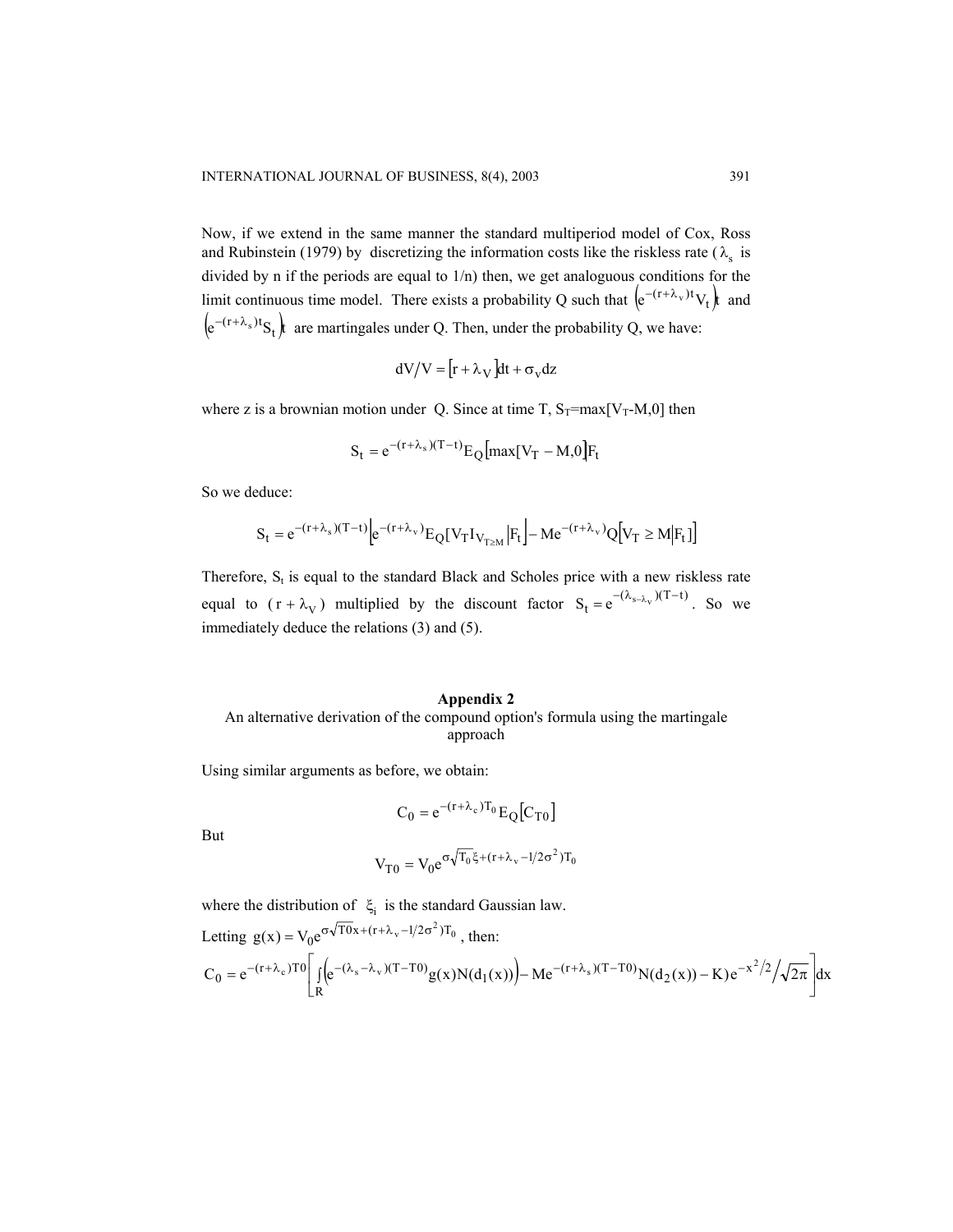Now, if we extend in the same manner the standard multiperiod model of Cox, Ross and Rubinstein (1979) by discretizing the information costs like the riskless rate ($\lambda_s$ is divided by n if the periods are equal to 1/n) then, we get analoguous conditions for the limit continuous time model. There exists a probability Q such that $\left(e^{-(r+\lambda_v)t}V_t\right)t$ and $\left(e^{-(r+\lambda_s)t}S_t\right)t$ are martingales under Q. Then, under the probability Q, we have:

$$dV/V = [r + \lambda_V]dt + \sigma_v dz$$

where z is a brownian motion under Q. Since at time T, $S_T$=max[$V_T$-M,0] then

$$S_t = e^{-(r+\lambda_s)(T-t)} E_Q\left[\max[V_T - M, 0]F_t\right]$$

So we deduce:

$$S_t = e^{-(r+\lambda_s)(T-t)}\left[e^{-(r+\lambda_v)} E_Q[V_T I_{V_{T \geq M}} \left| F_t\right] - Me^{-(r+\lambda_v)} Q\left[V_T \geq M \left| F_t\right]\right]$$

Therefore, $S_t$ is equal to the standard Black and Scholes price with a new riskless rate equal to ($r + \lambda_V$) multiplied by the discount factor $S_t = e^{-(\lambda_{s-}\lambda_v)(T-t)}$. So we immediately deduce the relations (3) and (5).

## Appendix 2

### An alternative derivation of the compound option's formula using the martingale approach

Using similar arguments as before, we obtain:

$$C_0 = e^{-(r+\lambda_c)T_0} E_Q\left[C_{T0}\right]$$

But

$$V_{T0} = V_0 e^{\sigma\sqrt{T_0}\xi + (r+\lambda_v - 1/2\sigma^2)T_0}$$

where the distribution of $\xi_i$ is the standard Gaussian law.

Letting $g(x) = V_0 e^{\sigma\sqrt{T0}x + (r+\lambda_v - 1/2\sigma^2)T_0}$, then:

$$C_0 = e^{-(r+\lambda_c)T0}\left[\int_R \left(e^{-(\lambda_s - \lambda_v)(T-T0)} g(x) N(d_1(x))\right) - Me^{-(r+\lambda_s)(T-T0)} N(d_2(x)) - K)e^{-x^2/2}\Big/\sqrt{2\pi}\right]dx$$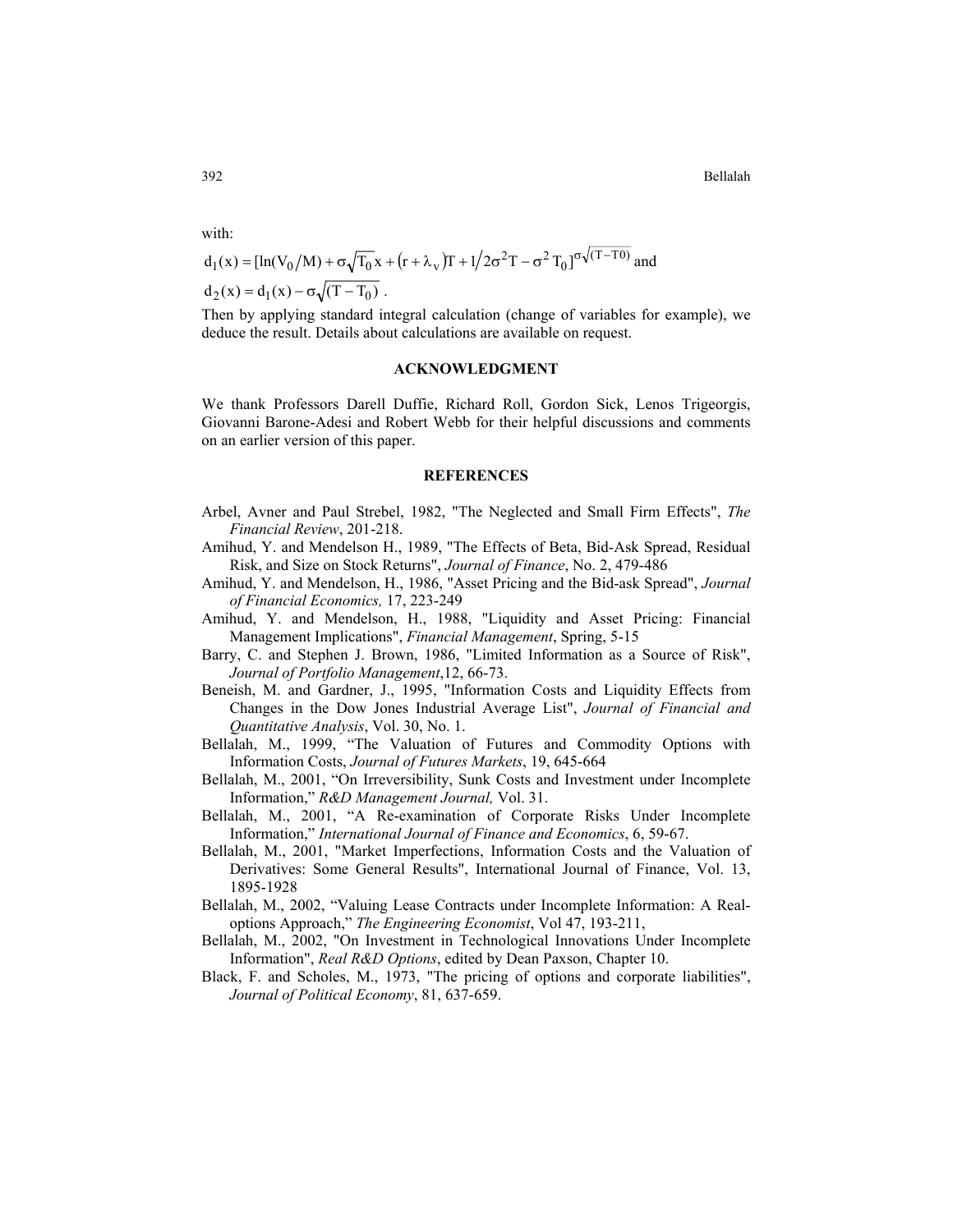with:

$d_1(x) = [\ln(V_0/M) + \sigma\sqrt{T_0}\,x + (r + \lambda_v)T + 1/2\sigma^2 T - \sigma^2 T_0]^{\sigma\sqrt{(T-T0)}}$ and

$d_2(x) = d_1(x) - \sigma\sqrt{(T - T_0)}$ .

Then by applying standard integral calculation (change of variables for example), we deduce the result. Details about calculations are available on request.

## ACKNOWLEDGMENT

We thank Professors Darell Duffie, Richard Roll, Gordon Sick, Lenos Trigeorgis, Giovanni Barone-Adesi and Robert Webb for their helpful discussions and comments on an earlier version of this paper.

## REFERENCES

Arbel, Avner and Paul Strebel, 1982, "The Neglected and Small Firm Effects", *The Financial Review*, 201-218.

Amihud, Y. and Mendelson H., 1989, "The Effects of Beta, Bid-Ask Spread, Residual Risk, and Size on Stock Returns", *Journal of Finance*, No. 2, 479-486

Amihud, Y. and Mendelson, H., 1986, "Asset Pricing and the Bid-ask Spread", *Journal of Financial Economics,* 17, 223-249

Amihud, Y. and Mendelson, H., 1988, "Liquidity and Asset Pricing: Financial Management Implications", *Financial Management*, Spring, 5-15

Barry, C. and Stephen J. Brown, 1986, "Limited Information as a Source of Risk", *Journal of Portfolio Management*,12, 66-73.

Beneish, M. and Gardner, J., 1995, "Information Costs and Liquidity Effects from Changes in the Dow Jones Industrial Average List", *Journal of Financial and Quantitative Analysis*, Vol. 30, No. 1.

Bellalah, M., 1999, "The Valuation of Futures and Commodity Options with Information Costs, *Journal of Futures Markets*, 19, 645-664

Bellalah, M., 2001, "On Irreversibility, Sunk Costs and Investment under Incomplete Information," *R&D Management Journal,* Vol. 31.

Bellalah, M., 2001, "A Re-examination of Corporate Risks Under Incomplete Information," *International Journal of Finance and Economics*, 6, 59-67.

Bellalah, M., 2001, "Market Imperfections, Information Costs and the Valuation of Derivatives: Some General Results", International Journal of Finance, Vol. 13, 1895-1928

Bellalah, M., 2002, "Valuing Lease Contracts under Incomplete Information: A Real-options Approach," *The Engineering Economist*, Vol 47, 193-211,

Bellalah, M., 2002, "On Investment in Technological Innovations Under Incomplete Information", *Real R&D Options*, edited by Dean Paxson, Chapter 10.

Black, F. and Scholes, M., 1973, "The pricing of options and corporate liabilities", *Journal of Political Economy*, 81, 637-659.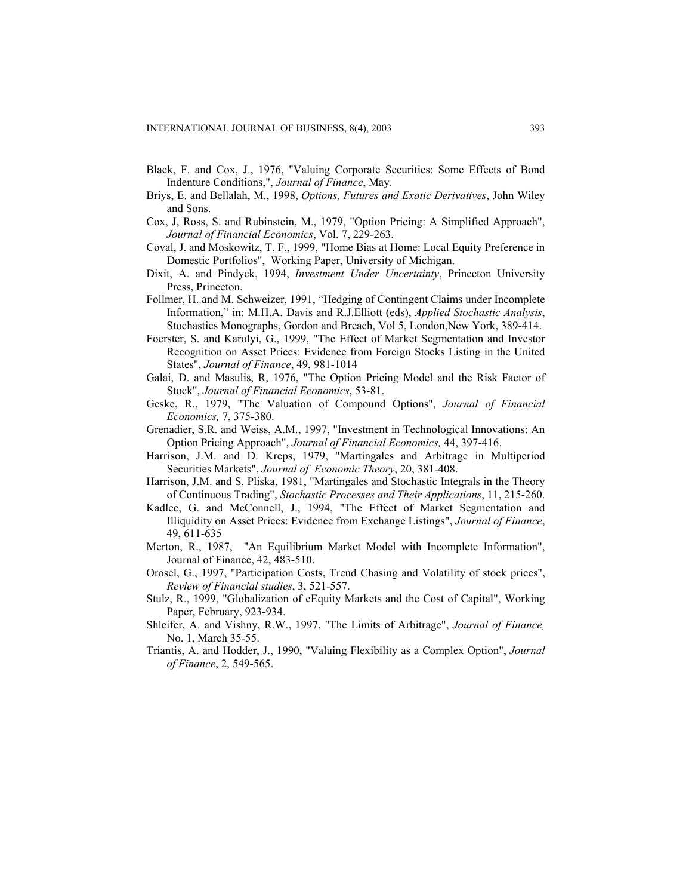Black, F. and Cox, J., 1976, "Valuing Corporate Securities: Some Effects of Bond Indenture Conditions,", *Journal of Finance*, May.

Briys, E. and Bellalah, M., 1998, *Options, Futures and Exotic Derivatives*, John Wiley and Sons.

Cox, J, Ross, S. and Rubinstein, M., 1979, "Option Pricing: A Simplified Approach", *Journal of Financial Economics*, Vol. 7, 229-263.

Coval, J. and Moskowitz, T. F., 1999, "Home Bias at Home: Local Equity Preference in Domestic Portfolios", Working Paper, University of Michigan.

Dixit, A. and Pindyck, 1994, *Investment Under Uncertainty*, Princeton University Press, Princeton.

Follmer, H. and M. Schweizer, 1991, "Hedging of Contingent Claims under Incomplete Information," in: M.H.A. Davis and R.J.Elliott (eds), *Applied Stochastic Analysis*, Stochastics Monographs, Gordon and Breach, Vol 5, London,New York, 389-414.

Foerster, S. and Karolyi, G., 1999, "The Effect of Market Segmentation and Investor Recognition on Asset Prices: Evidence from Foreign Stocks Listing in the United States", *Journal of Finance*, 49, 981-1014

Galai, D. and Masulis, R, 1976, "The Option Pricing Model and the Risk Factor of Stock", *Journal of Financial Economics*, 53-81.

Geske, R., 1979, "The Valuation of Compound Options", *Journal of Financial Economics,* 7, 375-380.

Grenadier, S.R. and Weiss, A.M., 1997, "Investment in Technological Innovations: An Option Pricing Approach", *Journal of Financial Economics,* 44, 397-416.

Harrison, J.M. and D. Kreps, 1979, "Martingales and Arbitrage in Multiperiod Securities Markets", *Journal of Economic Theory*, 20, 381-408.

Harrison, J.M. and S. Pliska, 1981, "Martingales and Stochastic Integrals in the Theory of Continuous Trading", *Stochastic Processes and Their Applications*, 11, 215-260.

Kadlec, G. and McConnell, J., 1994, "The Effect of Market Segmentation and Illiquidity on Asset Prices: Evidence from Exchange Listings", *Journal of Finance*, 49, 611-635

Merton, R., 1987, "An Equilibrium Market Model with Incomplete Information", Journal of Finance, 42, 483-510.

Orosel, G., 1997, "Participation Costs, Trend Chasing and Volatility of stock prices", *Review of Financial studies*, 3, 521-557.

Stulz, R., 1999, "Globalization of eEquity Markets and the Cost of Capital", Working Paper, February, 923-934.

Shleifer, A. and Vishny, R.W., 1997, "The Limits of Arbitrage", *Journal of Finance,* No. 1, March 35-55.

Triantis, A. and Hodder, J., 1990, "Valuing Flexibility as a Complex Option", *Journal of Finance*, 2, 549-565.